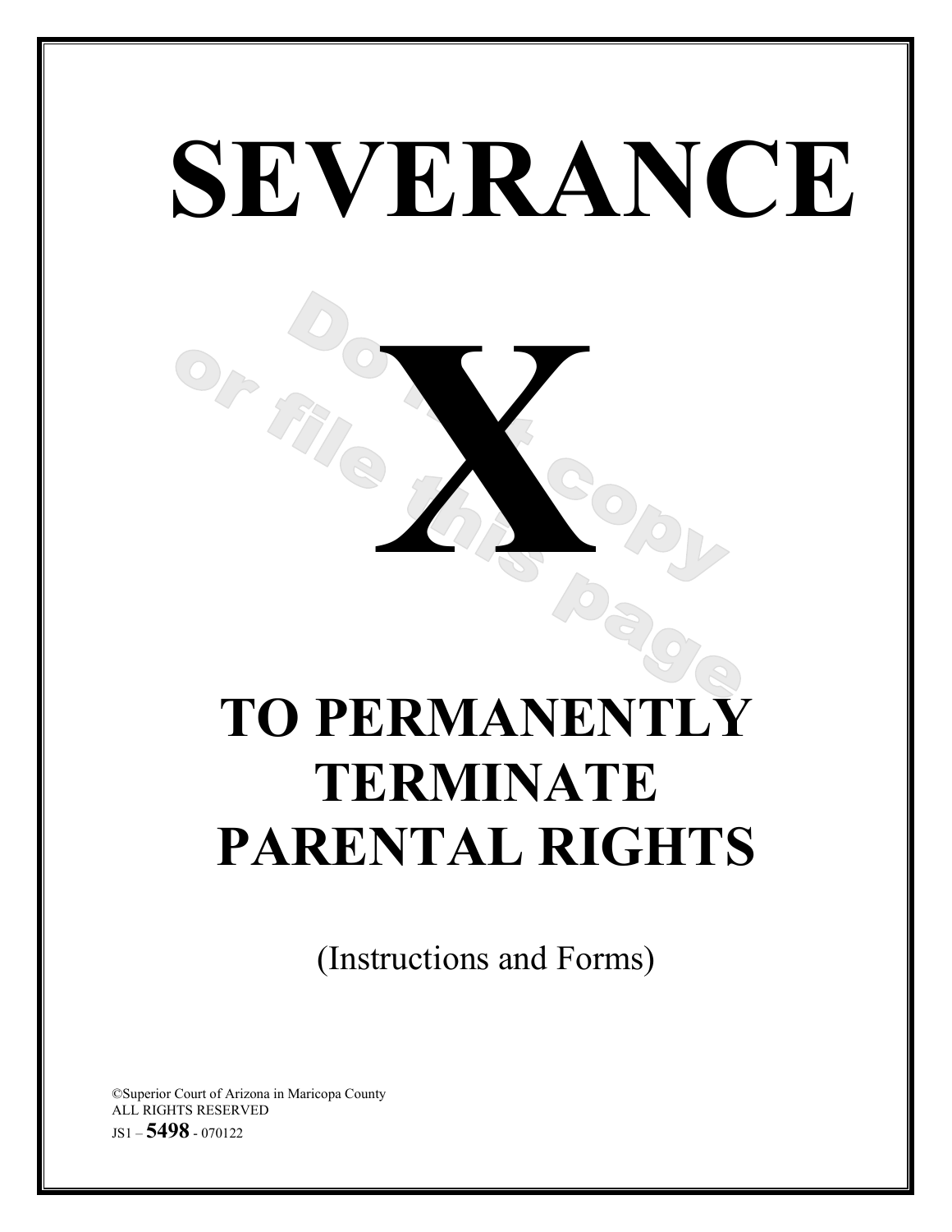# SEVERANCE

# X

# TO PERMANENTLY TERMINATE PARENTAL RIGHTS

(Instructions and Forms)

©Superior Court of Arizona in Maricopa County
ALL RIGHTS RESERVED
JS1 – **5498** - 070122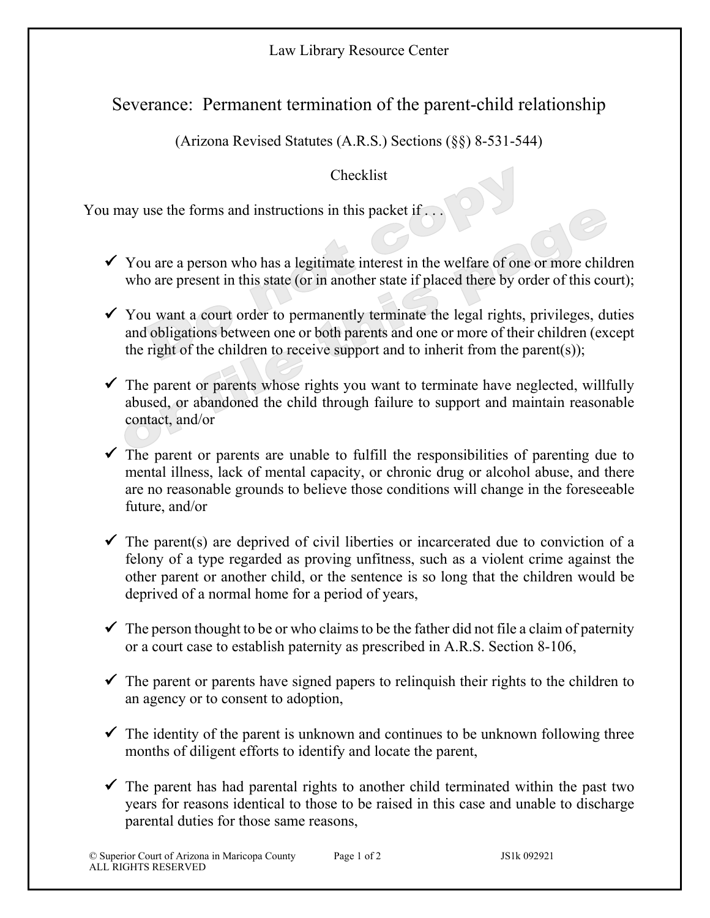Law Library Resource Center

# Severance: Permanent termination of the parent-child relationship

(Arizona Revised Statutes (A.R.S.) Sections (§§) 8-531-544)

Checklist

You may use the forms and instructions in this packet if . . .

- ✓ You are a person who has a legitimate interest in the welfare of one or more children who are present in this state (or in another state if placed there by order of this court);
- ✓ You want a court order to permanently terminate the legal rights, privileges, duties and obligations between one or both parents and one or more of their children (except the right of the children to receive support and to inherit from the parent(s));
- ✓ The parent or parents whose rights you want to terminate have neglected, willfully abused, or abandoned the child through failure to support and maintain reasonable contact, and/or
- ✓ The parent or parents are unable to fulfill the responsibilities of parenting due to mental illness, lack of mental capacity, or chronic drug or alcohol abuse, and there are no reasonable grounds to believe those conditions will change in the foreseeable future, and/or
- ✓ The parent(s) are deprived of civil liberties or incarcerated due to conviction of a felony of a type regarded as proving unfitness, such as a violent crime against the other parent or another child, or the sentence is so long that the children would be deprived of a normal home for a period of years,
- ✓ The person thought to be or who claims to be the father did not file a claim of paternity or a court case to establish paternity as prescribed in A.R.S. Section 8-106,
- ✓ The parent or parents have signed papers to relinquish their rights to the children to an agency or to consent to adoption,
- ✓ The identity of the parent is unknown and continues to be unknown following three months of diligent efforts to identify and locate the parent,
- ✓ The parent has had parental rights to another child terminated within the past two years for reasons identical to those to be raised in this case and unable to discharge parental duties for those same reasons,

© Superior Court of Arizona in Maricopa County
ALL RIGHTS RESERVED

JS1k 092921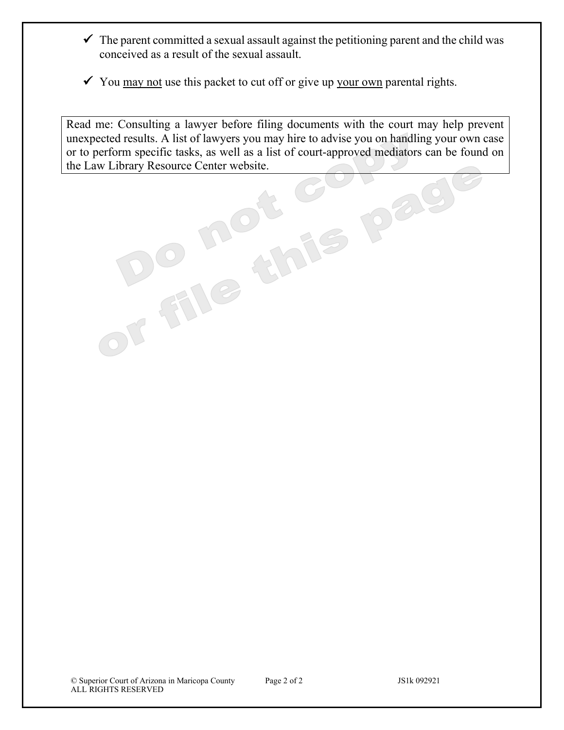- ✓ The parent committed a sexual assault against the petitioning parent and the child was conceived as a result of the sexual assault.
- ✓ You may not use this packet to cut off or give up your own parental rights.

| Read me: Consulting a lawyer before filing documents with the court may help prevent unexpected results. A list of lawyers you may hire to advise you on handling your own case or to perform specific tasks, as well as a list of court-approved mediators can be found on the Law Library Resource Center website. |
| --- |

Do not copy or file this page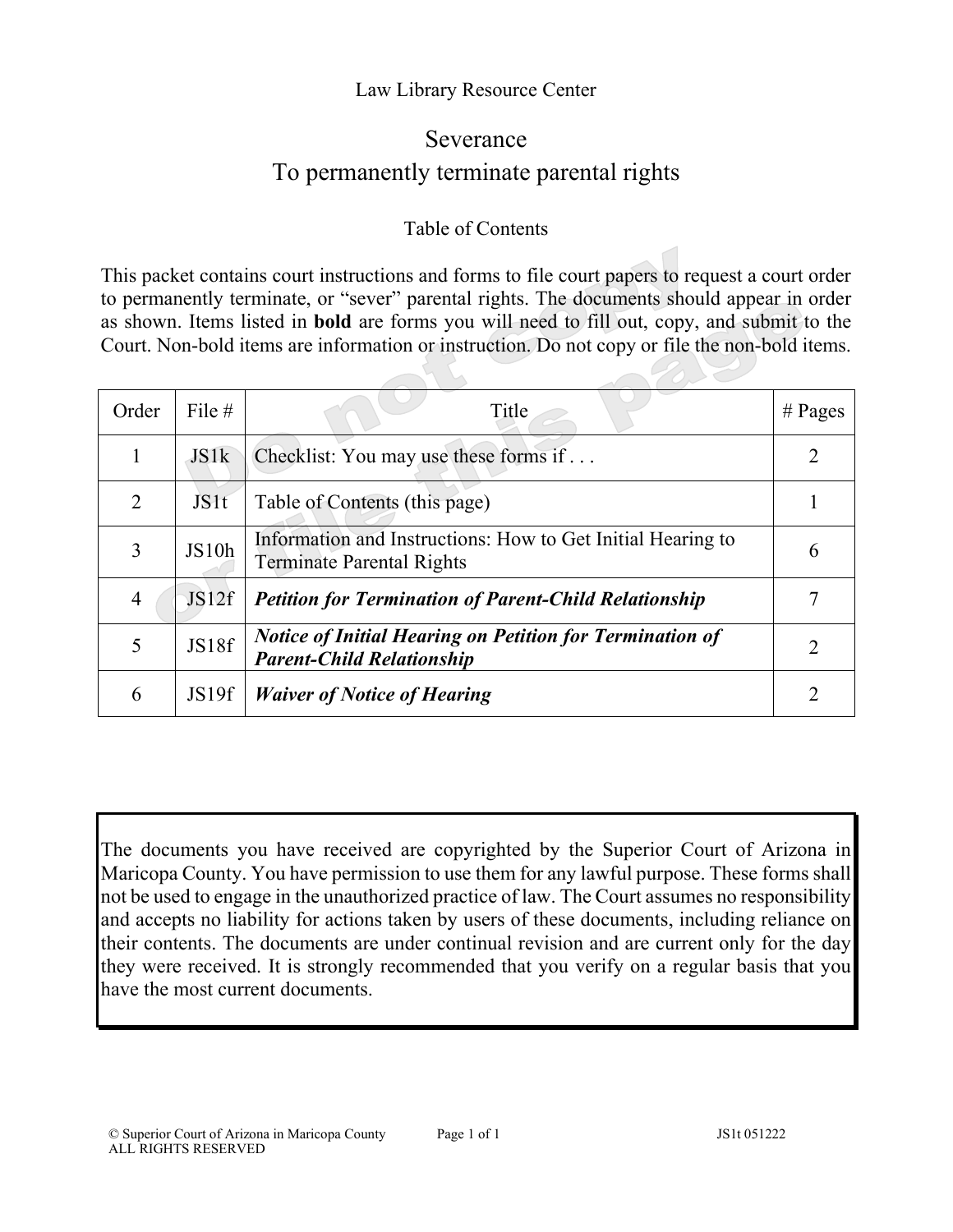Law Library Resource Center

# Severance
## To permanently terminate parental rights

### Table of Contents

This packet contains court instructions and forms to file court papers to request a court order to permanently terminate, or "sever" parental rights. The documents should appear in order as shown. Items listed in **bold** are forms you will need to fill out, copy, and submit to the Court. Non-bold items are information or instruction. Do not copy or file the non-bold items.

| Order | File # | Title | # Pages |
|---|---|---|---|
| 1 | JS1k | Checklist: You may use these forms if . . . | 2 |
| 2 | JS1t | Table of Contents (this page) | 1 |
| 3 | JS10h | Information and Instructions: How to Get Initial Hearing to Terminate Parental Rights | 6 |
| 4 | JS12f | ***Petition for Termination of Parent-Child Relationship*** | 7 |
| 5 | JS18f | ***Notice of Initial Hearing on Petition for Termination of Parent-Child Relationship*** | 2 |
| 6 | JS19f | ***Waiver of Notice of Hearing*** | 2 |

Do not copy or file this page

The documents you have received are copyrighted by the Superior Court of Arizona in Maricopa County. You have permission to use them for any lawful purpose. These forms shall not be used to engage in the unauthorized practice of law. The Court assumes no responsibility and accepts no liability for actions taken by users of these documents, including reliance on their contents. The documents are under continual revision and are current only for the day they were received. It is strongly recommended that you verify on a regular basis that you have the most current documents.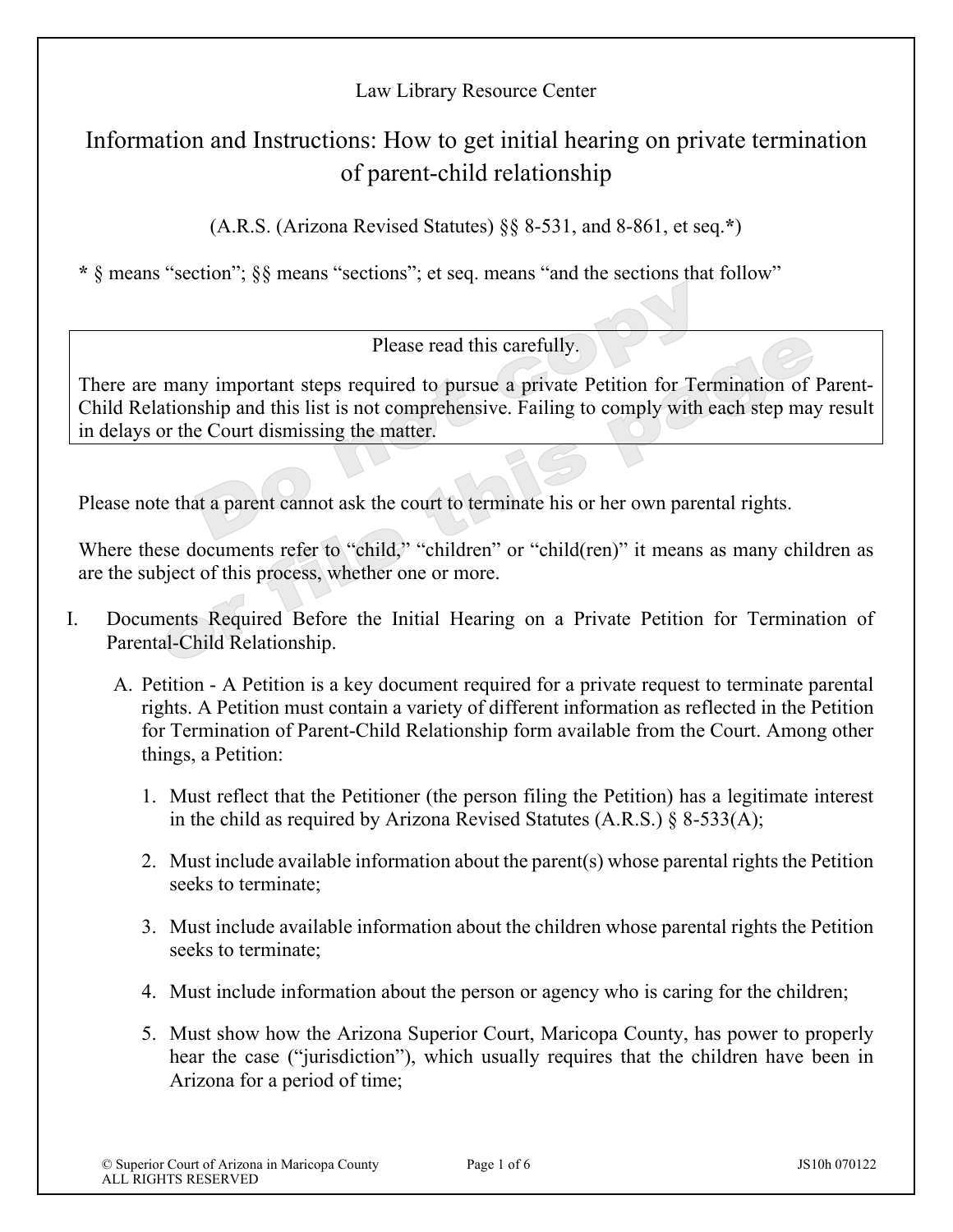Law Library Resource Center

# Information and Instructions: How to get initial hearing on private termination of parent-child relationship

(A.R.S. (Arizona Revised Statutes) §§ 8-531, and 8-861, et seq.*)

**\*** § means "section"; §§ means "sections"; et seq. means "and the sections that follow"

| Please read this carefully. |
|---|
| There are many important steps required to pursue a private Petition for Termination of Parent-Child Relationship and this list is not comprehensive. Failing to comply with each step may result in delays or the Court dismissing the matter. |

Please note that a parent cannot ask the court to terminate his or her own parental rights.

Where these documents refer to "child," "children" or "child(ren)" it means as many children as are the subject of this process, whether one or more.

I. Documents Required Before the Initial Hearing on a Private Petition for Termination of Parental-Child Relationship.

   A. Petition - A Petition is a key document required for a private request to terminate parental rights. A Petition must contain a variety of different information as reflected in the Petition for Termination of Parent-Child Relationship form available from the Court. Among other things, a Petition:

      1. Must reflect that the Petitioner (the person filing the Petition) has a legitimate interest in the child as required by Arizona Revised Statutes (A.R.S.) § 8-533(A);

      2. Must include available information about the parent(s) whose parental rights the Petition seeks to terminate;

      3. Must include available information about the children whose parental rights the Petition seeks to terminate;

      4. Must include information about the person or agency who is caring for the children;

      5. Must show how the Arizona Superior Court, Maricopa County, has power to properly hear the case ("jurisdiction"), which usually requires that the children have been in Arizona for a period of time;

© Superior Court of Arizona in Maricopa County
ALL RIGHTS RESERVED

JS10h 070122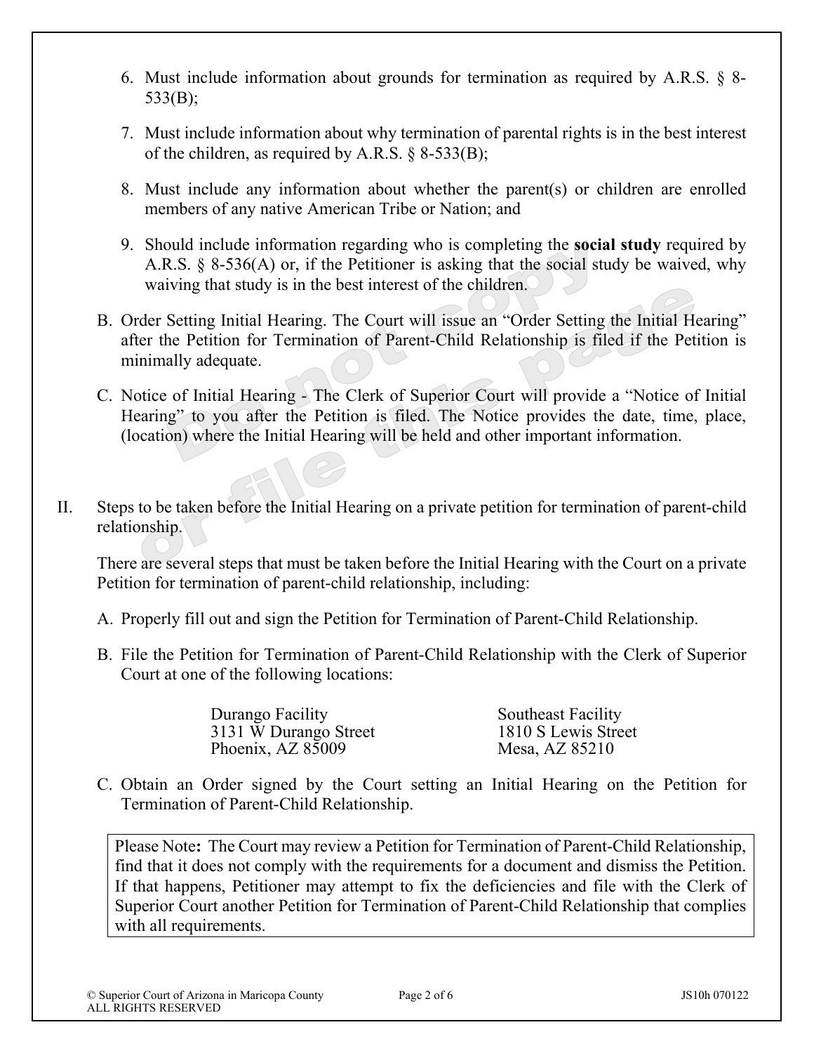6. Must include information about grounds for termination as required by A.R.S. § 8-533(B);

7. Must include information about why termination of parental rights is in the best interest of the children, as required by A.R.S. § 8-533(B);

8. Must include any information about whether the parent(s) or children are enrolled members of any native American Tribe or Nation; and

9. Should include information regarding who is completing the **social study** required by A.R.S. § 8-536(A) or, if the Petitioner is asking that the social study be waived, why waiving that study is in the best interest of the children.

B. Order Setting Initial Hearing. The Court will issue an "Order Setting the Initial Hearing" after the Petition for Termination of Parent-Child Relationship is filed if the Petition is minimally adequate.

C. Notice of Initial Hearing - The Clerk of Superior Court will provide a "Notice of Initial Hearing" to you after the Petition is filed. The Notice provides the date, time, place, (location) where the Initial Hearing will be held and other important information.

II. Steps to be taken before the Initial Hearing on a private petition for termination of parent-child relationship.

There are several steps that must be taken before the Initial Hearing with the Court on a private Petition for termination of parent-child relationship, including:

A. Properly fill out and sign the Petition for Termination of Parent-Child Relationship.

B. File the Petition for Termination of Parent-Child Relationship with the Clerk of Superior Court at one of the following locations:

Durango Facility
3131 W Durango Street
Phoenix, AZ 85009

Southeast Facility
1810 S Lewis Street
Mesa, AZ 85210

C. Obtain an Order signed by the Court setting an Initial Hearing on the Petition for Termination of Parent-Child Relationship.

> Please Note**:** The Court may review a Petition for Termination of Parent-Child Relationship, find that it does not comply with the requirements for a document and dismiss the Petition. If that happens, Petitioner may attempt to fix the deficiencies and file with the Clerk of Superior Court another Petition for Termination of Parent-Child Relationship that complies with all requirements.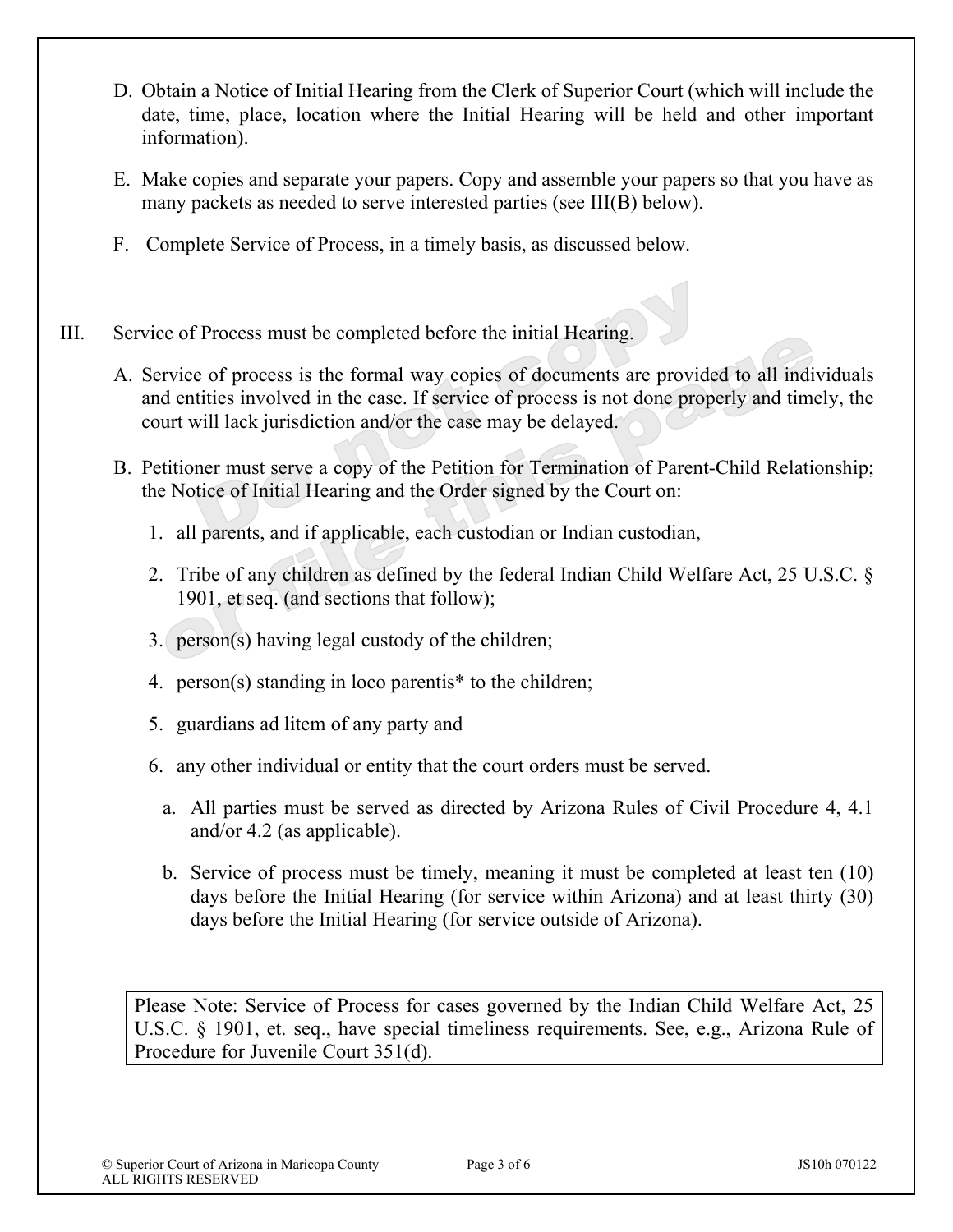D. Obtain a Notice of Initial Hearing from the Clerk of Superior Court (which will include the date, time, place, location where the Initial Hearing will be held and other important information).

E. Make copies and separate your papers. Copy and assemble your papers so that you have as many packets as needed to serve interested parties (see III(B) below).

F. Complete Service of Process, in a timely basis, as discussed below.

III. Service of Process must be completed before the initial Hearing.

A. Service of process is the formal way copies of documents are provided to all individuals and entities involved in the case. If service of process is not done properly and timely, the court will lack jurisdiction and/or the case may be delayed.

B. Petitioner must serve a copy of the Petition for Termination of Parent-Child Relationship; the Notice of Initial Hearing and the Order signed by the Court on:

1. all parents, and if applicable, each custodian or Indian custodian,
2. Tribe of any children as defined by the federal Indian Child Welfare Act, 25 U.S.C. § 1901, et seq. (and sections that follow);
3. person(s) having legal custody of the children;
4. person(s) standing in loco parentis* to the children;
5. guardians ad litem of any party and
6. any other individual or entity that the court orders must be served.
   a. All parties must be served as directed by Arizona Rules of Civil Procedure 4, 4.1 and/or 4.2 (as applicable).
   b. Service of process must be timely, meaning it must be completed at least ten (10) days before the Initial Hearing (for service within Arizona) and at least thirty (30) days before the Initial Hearing (for service outside of Arizona).

> Please Note: Service of Process for cases governed by the Indian Child Welfare Act, 25 U.S.C. § 1901, et. seq., have special timeliness requirements. See, e.g., Arizona Rule of Procedure for Juvenile Court 351(d).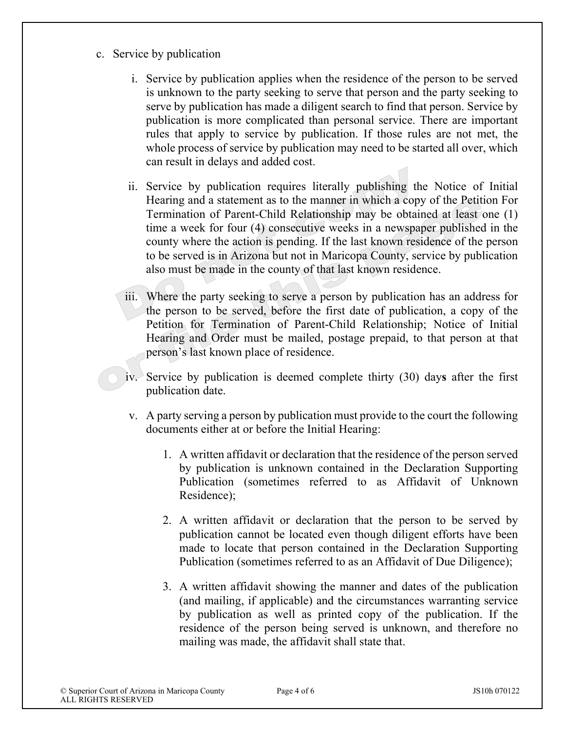c. Service by publication

   i. Service by publication applies when the residence of the person to be served is unknown to the party seeking to serve that person and the party seeking to serve by publication has made a diligent search to find that person. Service by publication is more complicated than personal service. There are important rules that apply to service by publication. If those rules are not met, the whole process of service by publication may need to be started all over, which can result in delays and added cost.

   ii. Service by publication requires literally publishing the Notice of Initial Hearing and a statement as to the manner in which a copy of the Petition For Termination of Parent-Child Relationship may be obtained at least one (1) time a week for four (4) consecutive weeks in a newspaper published in the county where the action is pending. If the last known residence of the person to be served is in Arizona but not in Maricopa County, service by publication also must be made in the county of that last known residence.

   iii. Where the party seeking to serve a person by publication has an address for the person to be served, before the first date of publication, a copy of the Petition for Termination of Parent-Child Relationship; Notice of Initial Hearing and Order must be mailed, postage prepaid, to that person at that person's last known place of residence.

   iv. Service by publication is deemed complete thirty (30) day**s** after the first publication date.

   v. A party serving a person by publication must provide to the court the following documents either at or before the Initial Hearing:

      1. A written affidavit or declaration that the residence of the person served by publication is unknown contained in the Declaration Supporting Publication (sometimes referred to as Affidavit of Unknown Residence);

      2. A written affidavit or declaration that the person to be served by publication cannot be located even though diligent efforts have been made to locate that person contained in the Declaration Supporting Publication (sometimes referred to as an Affidavit of Due Diligence);

      3. A written affidavit showing the manner and dates of the publication (and mailing, if applicable) and the circumstances warranting service by publication as well as printed copy of the publication. If the residence of the person being served is unknown, and therefore no mailing was made, the affidavit shall state that.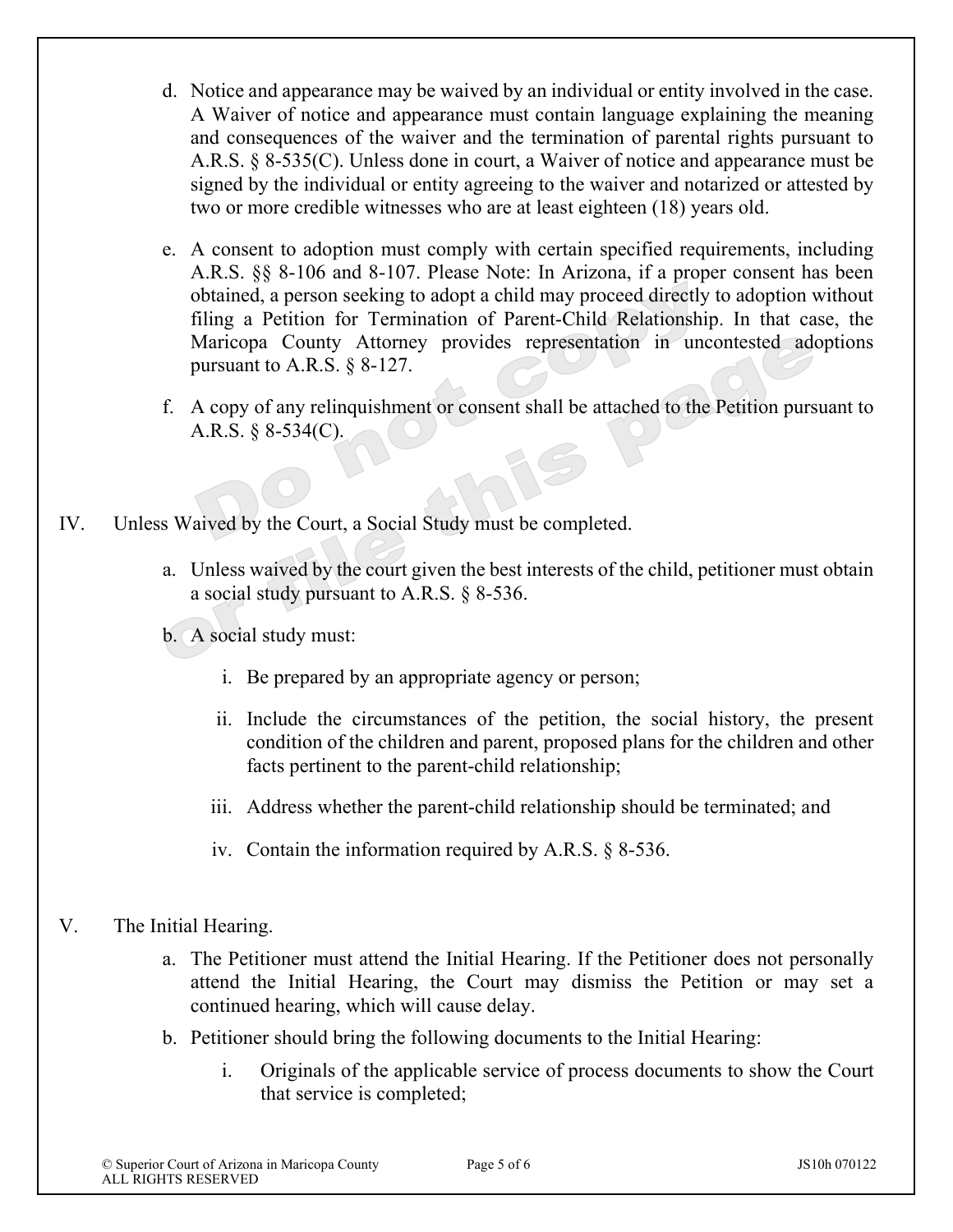d. Notice and appearance may be waived by an individual or entity involved in the case. A Waiver of notice and appearance must contain language explaining the meaning and consequences of the waiver and the termination of parental rights pursuant to A.R.S. § 8-535(C). Unless done in court, a Waiver of notice and appearance must be signed by the individual or entity agreeing to the waiver and notarized or attested by two or more credible witnesses who are at least eighteen (18) years old.

e. A consent to adoption must comply with certain specified requirements, including A.R.S. §§ 8-106 and 8-107. Please Note: In Arizona, if a proper consent has been obtained, a person seeking to adopt a child may proceed directly to adoption without filing a Petition for Termination of Parent-Child Relationship. In that case, the Maricopa County Attorney provides representation in uncontested adoptions pursuant to A.R.S. § 8-127.

f. A copy of any relinquishment or consent shall be attached to the Petition pursuant to A.R.S. § 8-534(C).

IV. Unless Waived by the Court, a Social Study must be completed.

a. Unless waived by the court given the best interests of the child, petitioner must obtain a social study pursuant to A.R.S. § 8-536.

b. A social study must:

i. Be prepared by an appropriate agency or person;

ii. Include the circumstances of the petition, the social history, the present condition of the children and parent, proposed plans for the children and other facts pertinent to the parent-child relationship;

iii. Address whether the parent-child relationship should be terminated; and

iv. Contain the information required by A.R.S. § 8-536.

V. The Initial Hearing.

a. The Petitioner must attend the Initial Hearing. If the Petitioner does not personally attend the Initial Hearing, the Court may dismiss the Petition or may set a continued hearing, which will cause delay.

b. Petitioner should bring the following documents to the Initial Hearing:

i. Originals of the applicable service of process documents to show the Court that service is completed;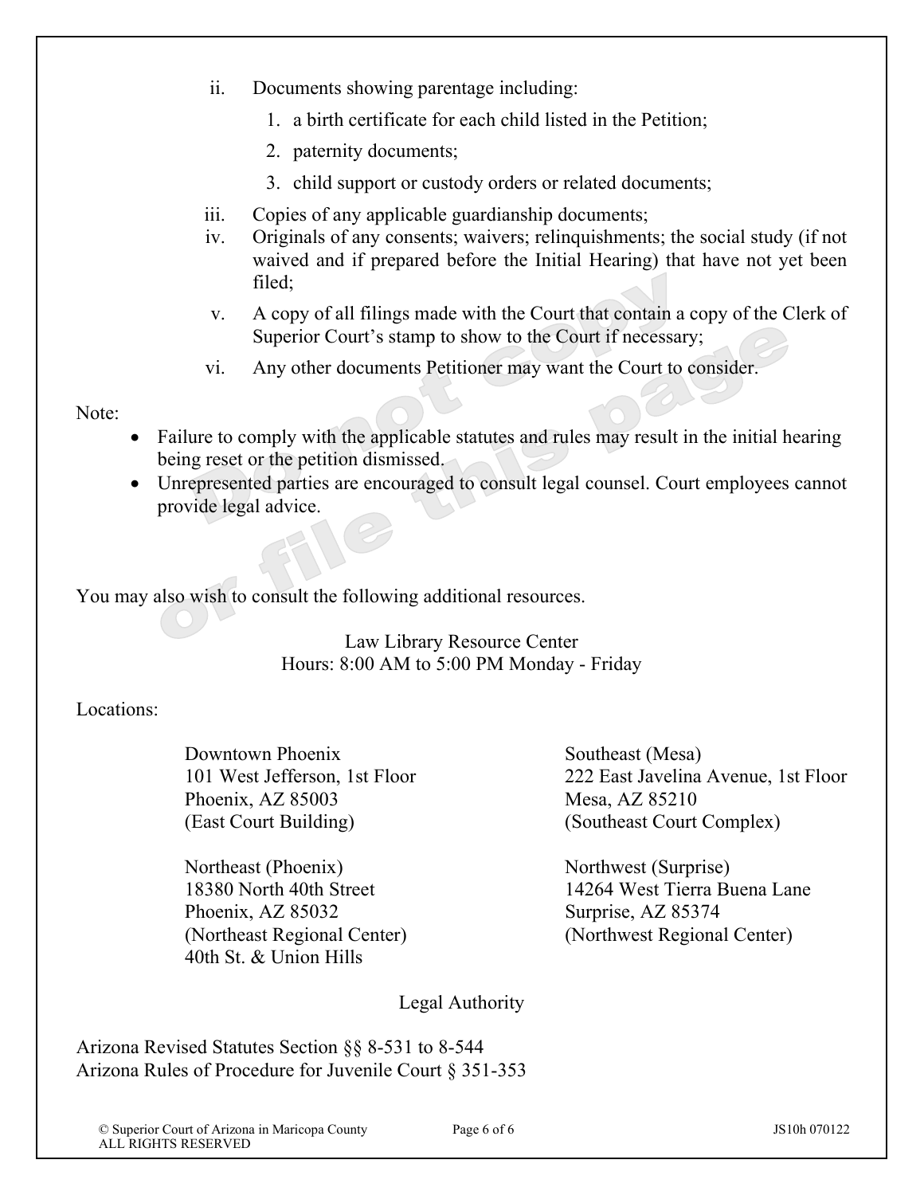ii. Documents showing parentage including:

   1. a birth certificate for each child listed in the Petition;
   2. paternity documents;
   3. child support or custody orders or related documents;

iii. Copies of any applicable guardianship documents;

iv. Originals of any consents; waivers; relinquishments; the social study (if not waived and if prepared before the Initial Hearing) that have not yet been filed;

v. A copy of all filings made with the Court that contain a copy of the Clerk of Superior Court's stamp to show to the Court if necessary;

vi. Any other documents Petitioner may want the Court to consider.

Note:

- Failure to comply with the applicable statutes and rules may result in the initial hearing being reset or the petition dismissed.
- Unrepresented parties are encouraged to consult legal counsel. Court employees cannot provide legal advice.

You may also wish to consult the following additional resources.

Law Library Resource Center
Hours: 8:00 AM to 5:00 PM Monday - Friday

Locations:

Downtown Phoenix
101 West Jefferson, 1st Floor
Phoenix, AZ 85003
(East Court Building)

Southeast (Mesa)
222 East Javelina Avenue, 1st Floor
Mesa, AZ 85210
(Southeast Court Complex)

Northeast (Phoenix)
18380 North 40th Street
Phoenix, AZ 85032
(Northeast Regional Center)
40th St. & Union Hills

Northwest (Surprise)
14264 West Tierra Buena Lane
Surprise, AZ 85374
(Northwest Regional Center)

Legal Authority

Arizona Revised Statutes Section §§ 8-531 to 8-544
Arizona Rules of Procedure for Juvenile Court § 351-353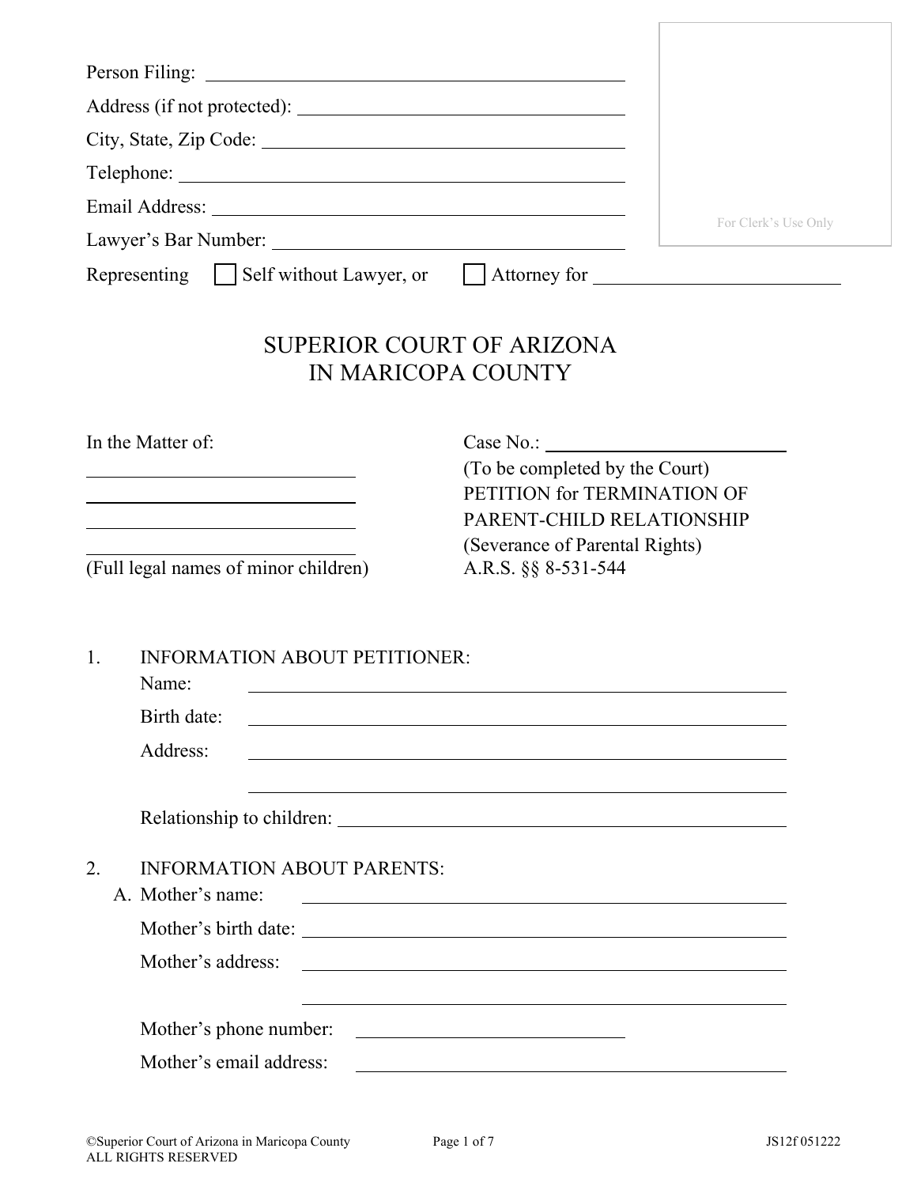Person Filing: ______________________________

Address (if not protected): ______________________________

City, State, Zip Code: ______________________________

Telephone: ______________________________

Email Address: ______________________________

Lawyer's Bar Number: ______________________________

Representing ☐ Self without Lawyer, or ☐ Attorney for ______________________________

For Clerk's Use Only

# SUPERIOR COURT OF ARIZONA
# IN MARICOPA COUNTY

In the Matter of:

______________________________

______________________________

______________________________

______________________________

(Full legal names of minor children)

Case No.: ______________________________
(To be completed by the Court)

PETITION for TERMINATION OF PARENT-CHILD RELATIONSHIP
(Severance of Parental Rights)
A.R.S. §§ 8-531-544

1. INFORMATION ABOUT PETITIONER:

   Name: ______________________________

   Birth date: ______________________________

   Address: ______________________________

   ______________________________

   Relationship to children: ______________________________

2. INFORMATION ABOUT PARENTS:

   A. Mother's name: ______________________________

   Mother's birth date: ______________________________

   Mother's address: ______________________________

   ______________________________

   Mother's phone number: ______________________________

   Mother's email address: ______________________________

©Superior Court of Arizona in Maricopa County
ALL RIGHTS RESERVED

JS12f 051222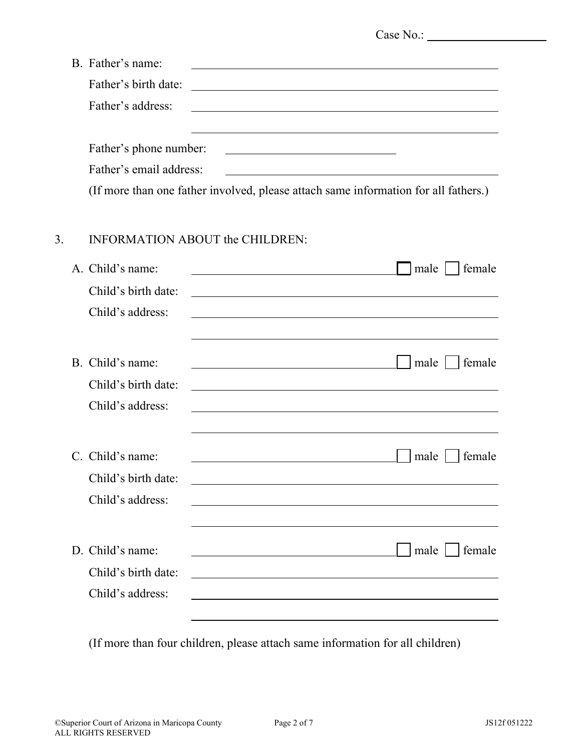Case No.: ____________________

B. Father's name: ____________________________________________

Father's birth date: ____________________________________________

Father's address: ____________________________________________

____________________________________________

Father's phone number: ______________________

Father's email address: ____________________________________

(If more than one father involved, please attach same information for all fathers.)

3. INFORMATION ABOUT the CHILDREN:

A. Child's name: ______________________________ ☐ male ☐ female

Child's birth date: ____________________________________________

Child's address: ____________________________________________

____________________________________________

B. Child's name: ______________________________ ☐ male ☐ female

Child's birth date: ____________________________________________

Child's address: ____________________________________________

____________________________________________

C. Child's name: ______________________________ ☐ male ☐ female

Child's birth date: ____________________________________________

Child's address: ____________________________________________

____________________________________________

D. Child's name: ______________________________ ☐ male ☐ female

Child's birth date: ____________________________________________

Child's address: ____________________________________________

____________________________________________

(If more than four children, please attach same information for all children)

©Superior Court of Arizona in Maricopa County
ALL RIGHTS RESERVED

JS12f 051222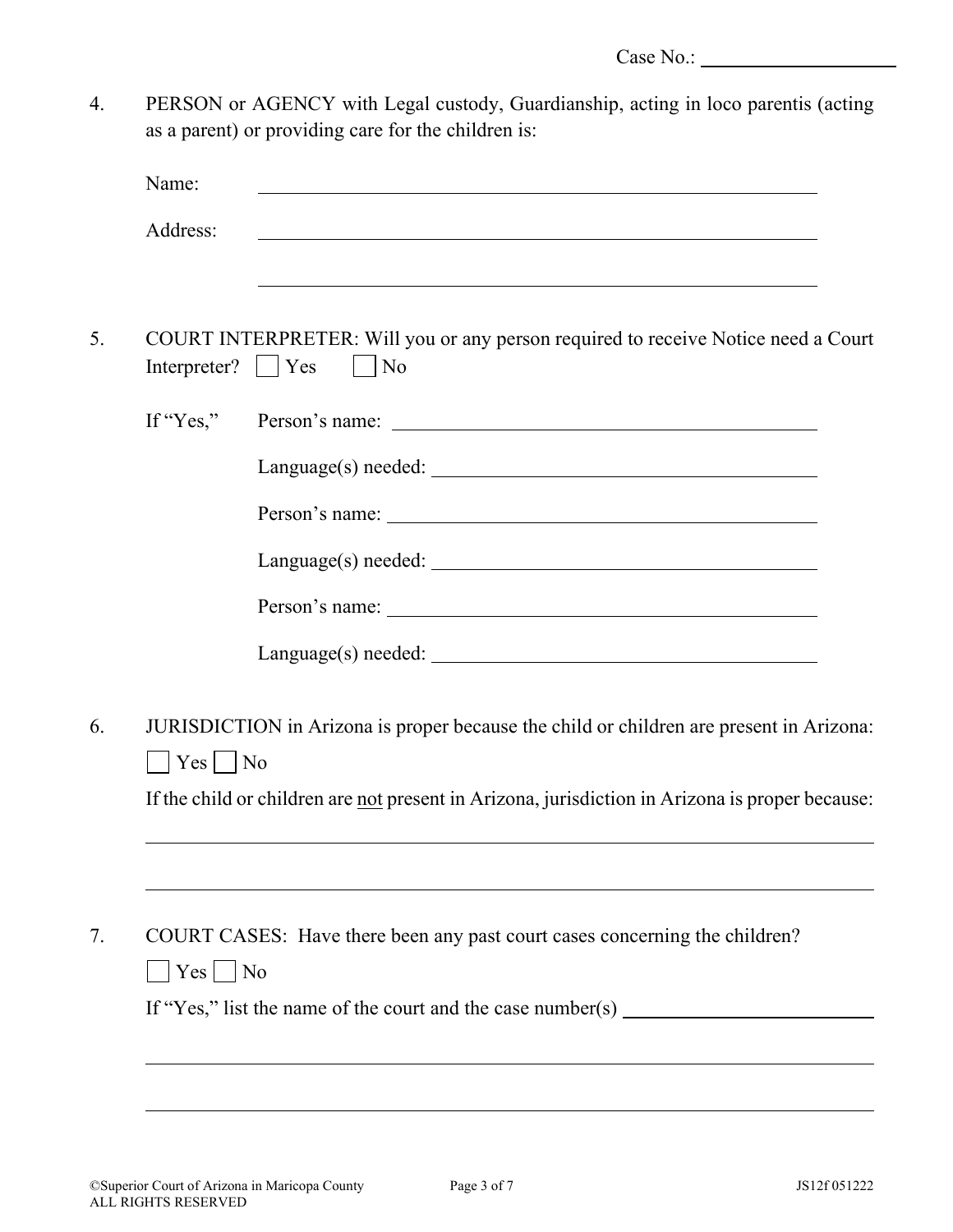Case No.: ____________________

4. PERSON or AGENCY with Legal custody, Guardianship, acting in loco parentis (acting as a parent) or providing care for the children is:

   Name: ____________________________________________

   Address: ____________________________________________

   ____________________________________________

5. COURT INTERPRETER: Will you or any person required to receive Notice need a Court Interpreter? ☐ Yes ☐ No

   If "Yes," Person's name: ____________________________________

   Language(s) needed: ____________________________________

   Person's name: ____________________________________

   Language(s) needed: ____________________________________

   Person's name: ____________________________________

   Language(s) needed: ____________________________________

6. JURISDICTION in Arizona is proper because the child or children are present in Arizona:

   ☐ Yes ☐ No

   If the child or children are not present in Arizona, jurisdiction in Arizona is proper because:

   ____________________________________________

   ____________________________________________

7. COURT CASES: Have there been any past court cases concerning the children?

   ☐ Yes ☐ No

   If "Yes," list the name of the court and the case number(s) ____________________

   ____________________________________________

   ____________________________________________

©Superior Court of Arizona in Maricopa County
ALL RIGHTS RESERVED

JS12f 051222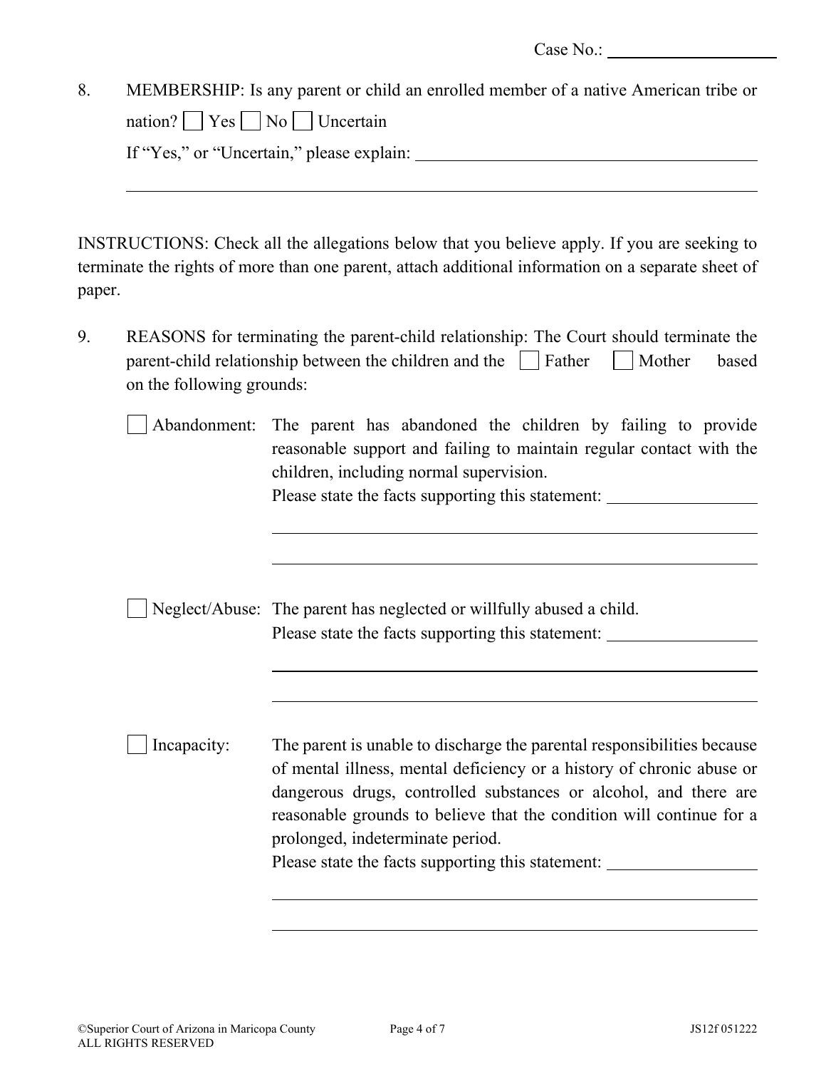Case No.: ____________________

8. MEMBERSHIP: Is any parent or child an enrolled member of a native American tribe or nation? ☐ Yes ☐ No ☐ Uncertain

   If "Yes," or "Uncertain," please explain: ________________________________________

   ________________________________________________________________________________

INSTRUCTIONS: Check all the allegations below that you believe apply. If you are seeking to terminate the rights of more than one parent, attach additional information on a separate sheet of paper.

9. REASONS for terminating the parent-child relationship: The Court should terminate the parent-child relationship between the children and the ☐ Father ☐ Mother based on the following grounds:

   ☐ Abandonment: The parent has abandoned the children by failing to provide reasonable support and failing to maintain regular contact with the children, including normal supervision.
   Please state the facts supporting this statement: __________________

   ________________________________________________________

   ________________________________________________________

   ☐ Neglect/Abuse: The parent has neglected or willfully abused a child.
   Please state the facts supporting this statement: __________________

   ________________________________________________________

   ________________________________________________________

   ☐ Incapacity: The parent is unable to discharge the parental responsibilities because of mental illness, mental deficiency or a history of chronic abuse or dangerous drugs, controlled substances or alcohol, and there are reasonable grounds to believe that the condition will continue for a prolonged, indeterminate period.
   Please state the facts supporting this statement: __________________

   ________________________________________________________

   ________________________________________________________

©Superior Court of Arizona in Maricopa County ALL RIGHTS RESERVED JS12f 051222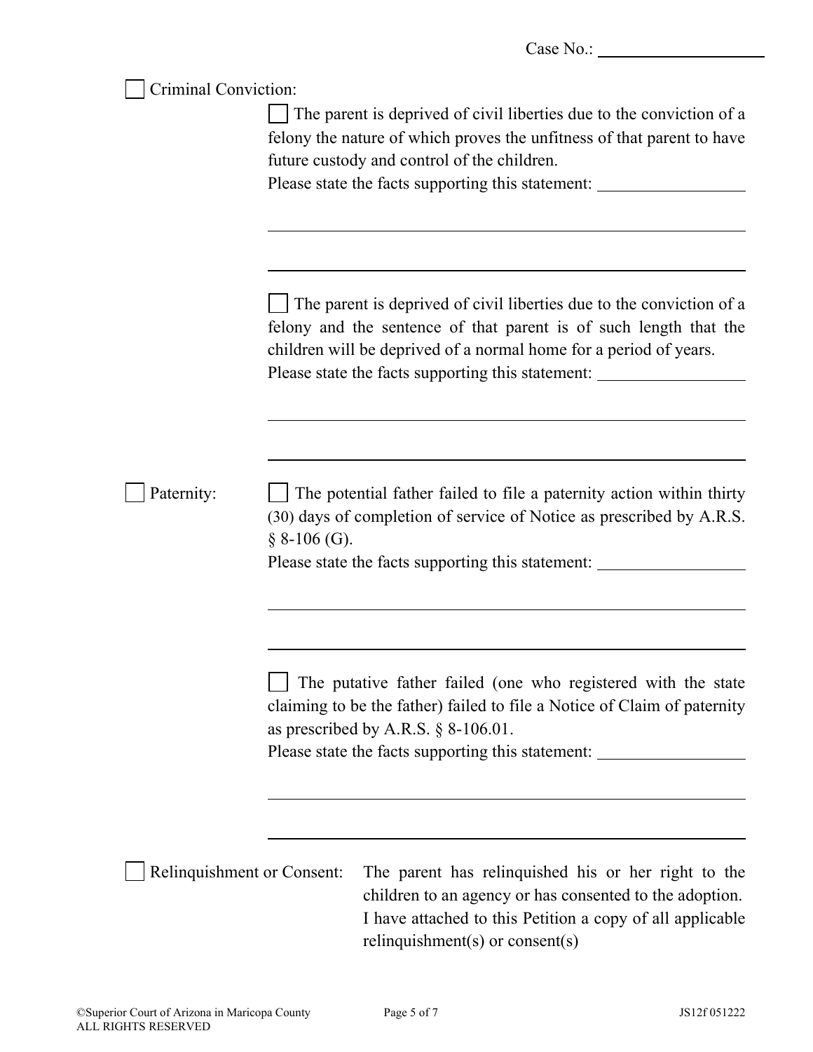Case No.: ____________________

☐ Criminal Conviction:

☐ The parent is deprived of civil liberties due to the conviction of a felony the nature of which proves the unfitness of that parent to have future custody and control of the children.
Please state the facts supporting this statement: __________________

______________________________________________________________

______________________________________________________________

☐ The parent is deprived of civil liberties due to the conviction of a felony and the sentence of that parent is of such length that the children will be deprived of a normal home for a period of years.
Please state the facts supporting this statement: __________________

______________________________________________________________

______________________________________________________________

☐ Paternity:

☐ The potential father failed to file a paternity action within thirty (30) days of completion of service of Notice as prescribed by A.R.S. § 8-106 (G).
Please state the facts supporting this statement: __________________

______________________________________________________________

______________________________________________________________

☐ The putative father failed (one who registered with the state claiming to be the father) failed to file a Notice of Claim of paternity as prescribed by A.R.S. § 8-106.01.
Please state the facts supporting this statement: __________________

______________________________________________________________

______________________________________________________________

☐ Relinquishment or Consent: The parent has relinquished his or her right to the children to an agency or has consented to the adoption. I have attached to this Petition a copy of all applicable relinquishment(s) or consent(s)

©Superior Court of Arizona in Maricopa County
ALL RIGHTS RESERVED

JS12f 051222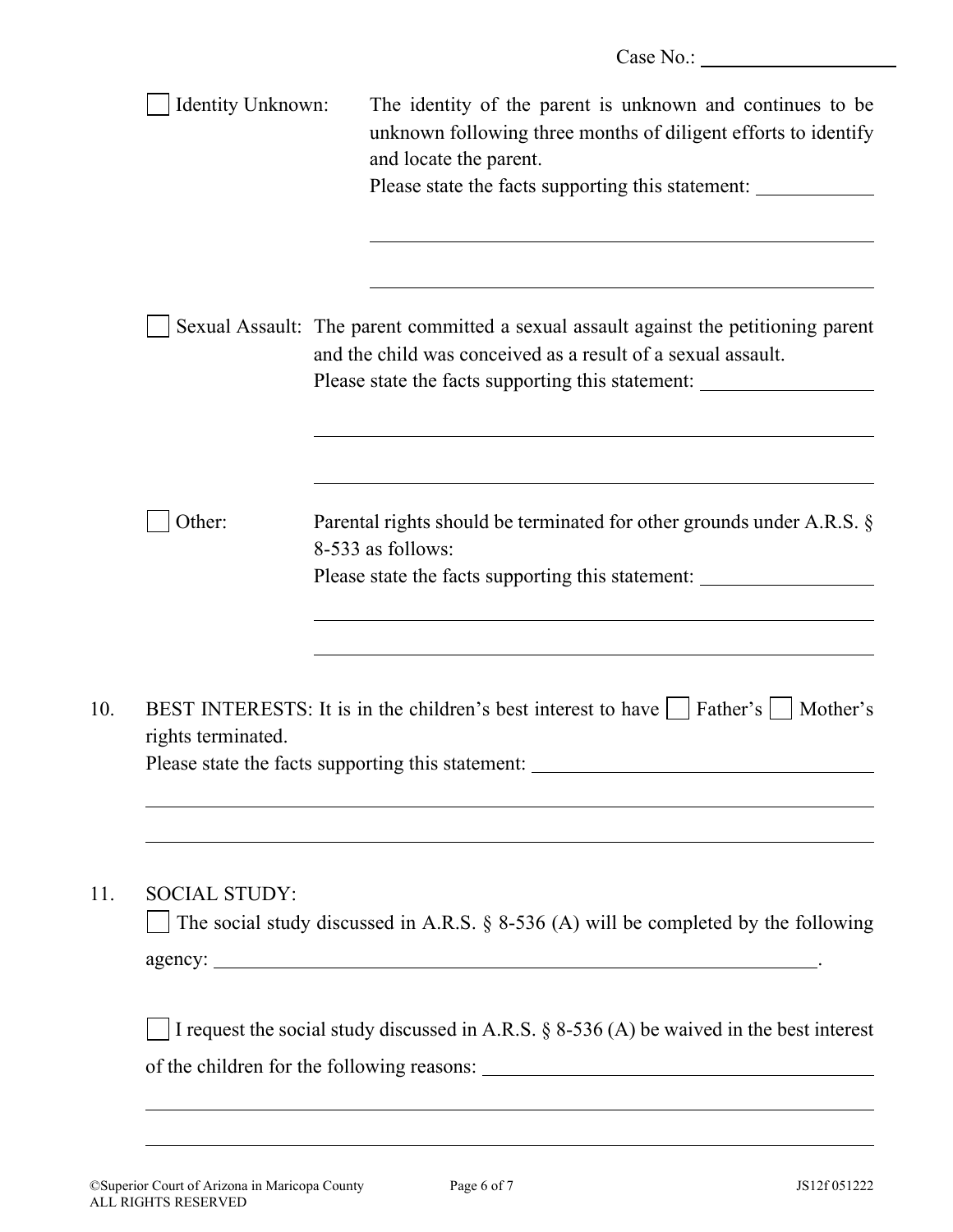Case No.: ____________________

☐ Identity Unknown: The identity of the parent is unknown and continues to be unknown following three months of diligent efforts to identify and locate the parent.
Please state the facts supporting this statement: ____________

____________________________________________

____________________________________________

☐ Sexual Assault: The parent committed a sexual assault against the petitioning parent and the child was conceived as a result of a sexual assault.
Please state the facts supporting this statement: ____________

____________________________________________

____________________________________________

☐ Other: Parental rights should be terminated for other grounds under A.R.S. § 8-533 as follows:
Please state the facts supporting this statement: ____________

____________________________________________

____________________________________________

10. BEST INTERESTS: It is in the children's best interest to have ☐ Father's ☐ Mother's rights terminated.
Please state the facts supporting this statement: ____________________________

____________________________________________

____________________________________________

11. SOCIAL STUDY:
☐ The social study discussed in A.R.S. § 8-536 (A) will be completed by the following agency: ____________________________________________.

☐ I request the social study discussed in A.R.S. § 8-536 (A) be waived in the best interest of the children for the following reasons: ____________________________

____________________________________________

____________________________________________

©Superior Court of Arizona in Maricopa County
ALL RIGHTS RESERVED
JS12f 051222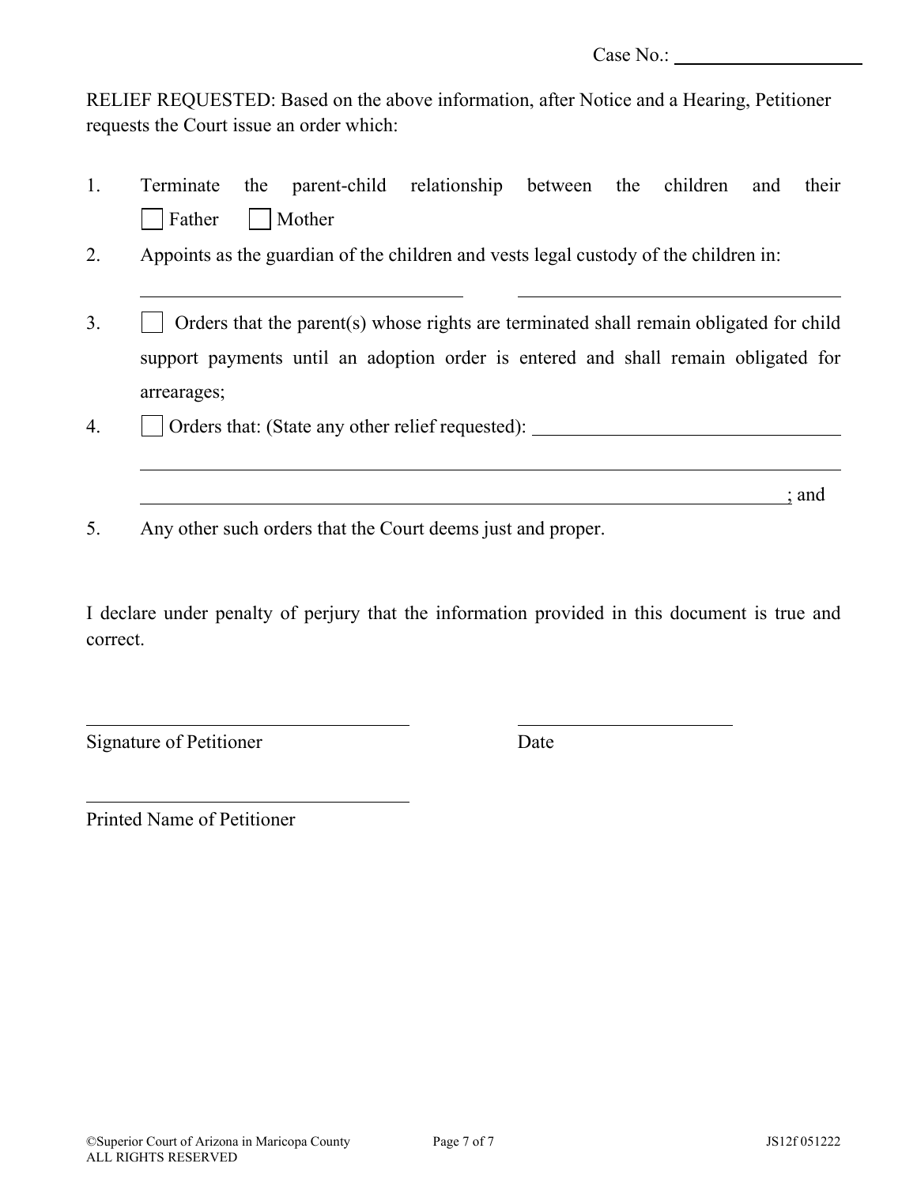Case No.: ____________________

RELIEF REQUESTED: Based on the above information, after Notice and a Hearing, Petitioner requests the Court issue an order which:

1. Terminate the parent-child relationship between the children and their
   ☐ Father ☐ Mother
2. Appoints as the guardian of the children and vests legal custody of the children in:

   ______________________________ ______________________________

3. ☐ Orders that the parent(s) whose rights are terminated shall remain obligated for child support payments until an adoption order is entered and shall remain obligated for arrearages;
4. ☐ Orders that: (State any other relief requested): ______________________________

   ____________________________________________________________

   ____________________________________________________________; and
5. Any other such orders that the Court deems just and proper.

I declare under penalty of perjury that the information provided in this document is true and correct.

______________________________ ______________________________
Signature of Petitioner Date

______________________________
Printed Name of Petitioner

©Superior Court of Arizona in Maricopa County
ALL RIGHTS RESERVED
JS12f 051222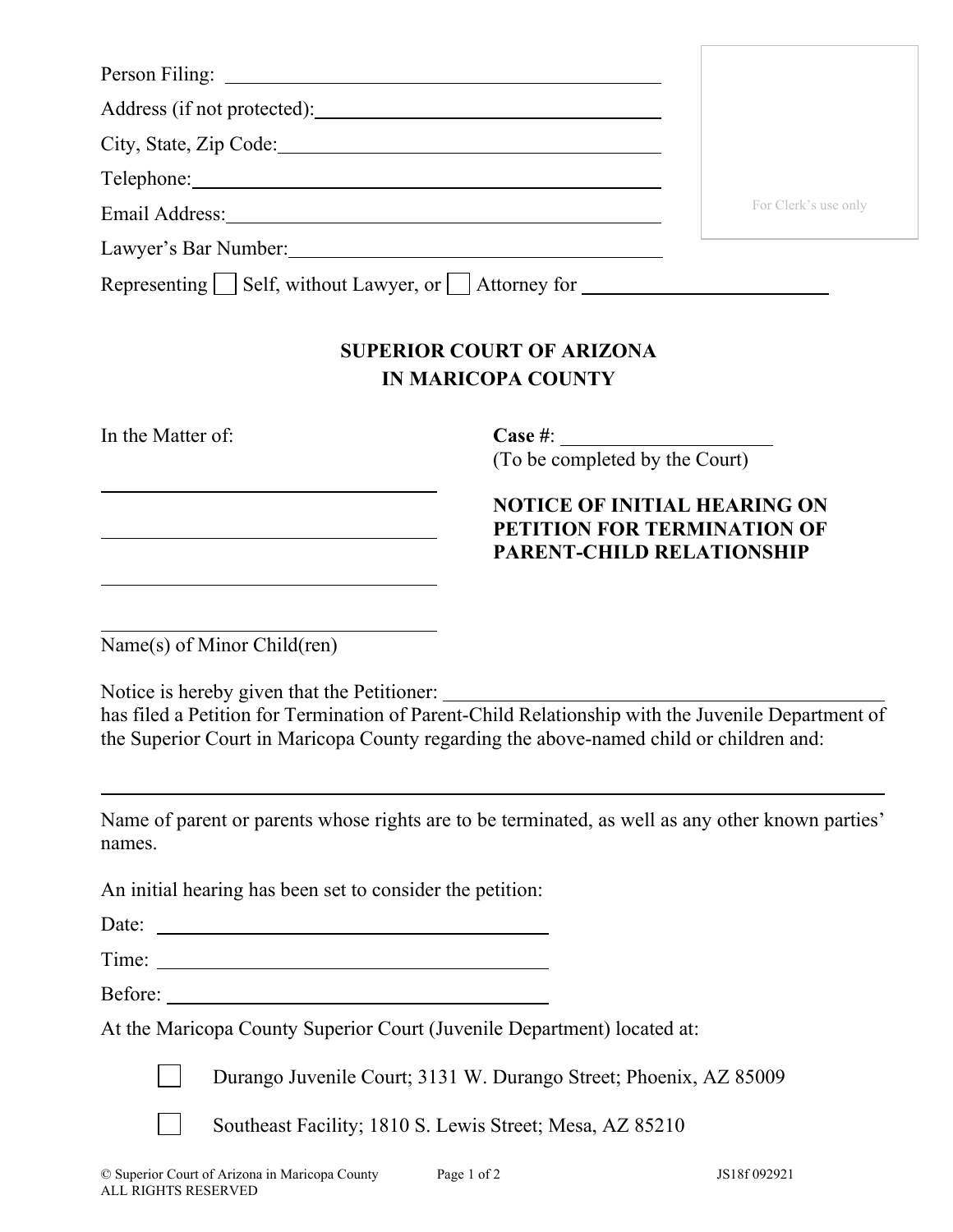Person Filing: ______________________________

Address (if not protected): ______________________________

City, State, Zip Code: ______________________________

Telephone: ______________________________

Email Address: ______________________________

Lawyer's Bar Number: ______________________________

Representing ☐ Self, without Lawyer, or ☐ Attorney for ____________________

For Clerk's use only

**SUPERIOR COURT OF ARIZONA**
**IN MARICOPA COUNTY**

In the Matter of:

______________________________

______________________________

______________________________

______________________________

Name(s) of Minor Child(ren)

**Case #**: ____________________
(To be completed by the Court)

**NOTICE OF INITIAL HEARING ON PETITION FOR TERMINATION OF PARENT-CHILD RELATIONSHIP**

Notice is hereby given that the Petitioner: ______________________________
has filed a Petition for Termination of Parent-Child Relationship with the Juvenile Department of the Superior Court in Maricopa County regarding the above-named child or children and:

______________________________________________________________

Name of parent or parents whose rights are to be terminated, as well as any other known parties' names.

An initial hearing has been set to consider the petition:

Date: ______________________________

Time: ______________________________

Before: ______________________________

At the Maricopa County Superior Court (Juvenile Department) located at:

☐ Durango Juvenile Court; 3131 W. Durango Street; Phoenix, AZ 85009

☐ Southeast Facility; 1810 S. Lewis Street; Mesa, AZ 85210

© Superior Court of Arizona in Maricopa County
ALL RIGHTS RESERVED

JS18f 092921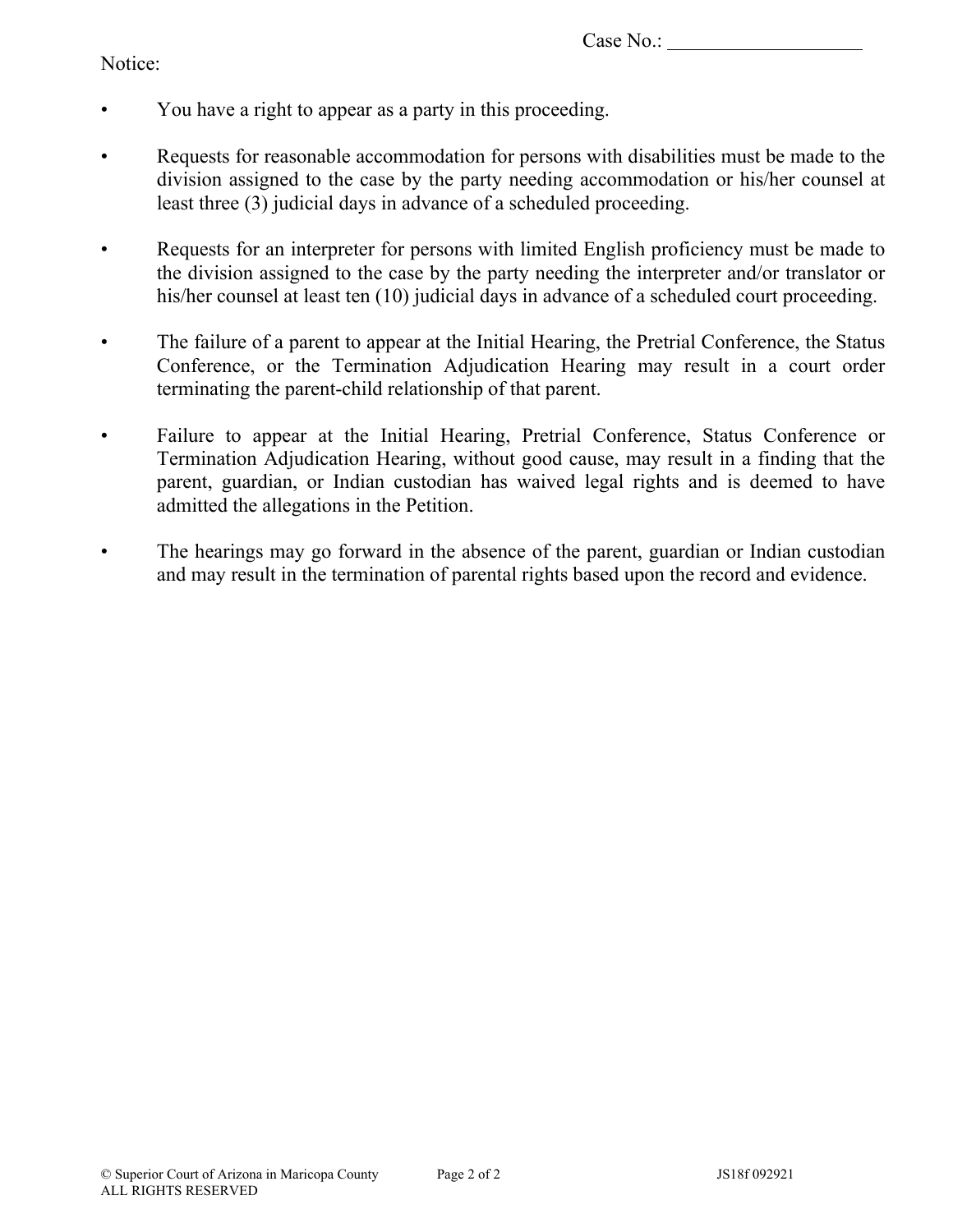Case No.: ___________________

Notice:

- You have a right to appear as a party in this proceeding.
- Requests for reasonable accommodation for persons with disabilities must be made to the division assigned to the case by the party needing accommodation or his/her counsel at least three (3) judicial days in advance of a scheduled proceeding.
- Requests for an interpreter for persons with limited English proficiency must be made to the division assigned to the case by the party needing the interpreter and/or translator or his/her counsel at least ten (10) judicial days in advance of a scheduled court proceeding.
- The failure of a parent to appear at the Initial Hearing, the Pretrial Conference, the Status Conference, or the Termination Adjudication Hearing may result in a court order terminating the parent-child relationship of that parent.
- Failure to appear at the Initial Hearing, Pretrial Conference, Status Conference or Termination Adjudication Hearing, without good cause, may result in a finding that the parent, guardian, or Indian custodian has waived legal rights and is deemed to have admitted the allegations in the Petition.
- The hearings may go forward in the absence of the parent, guardian or Indian custodian and may result in the termination of parental rights based upon the record and evidence.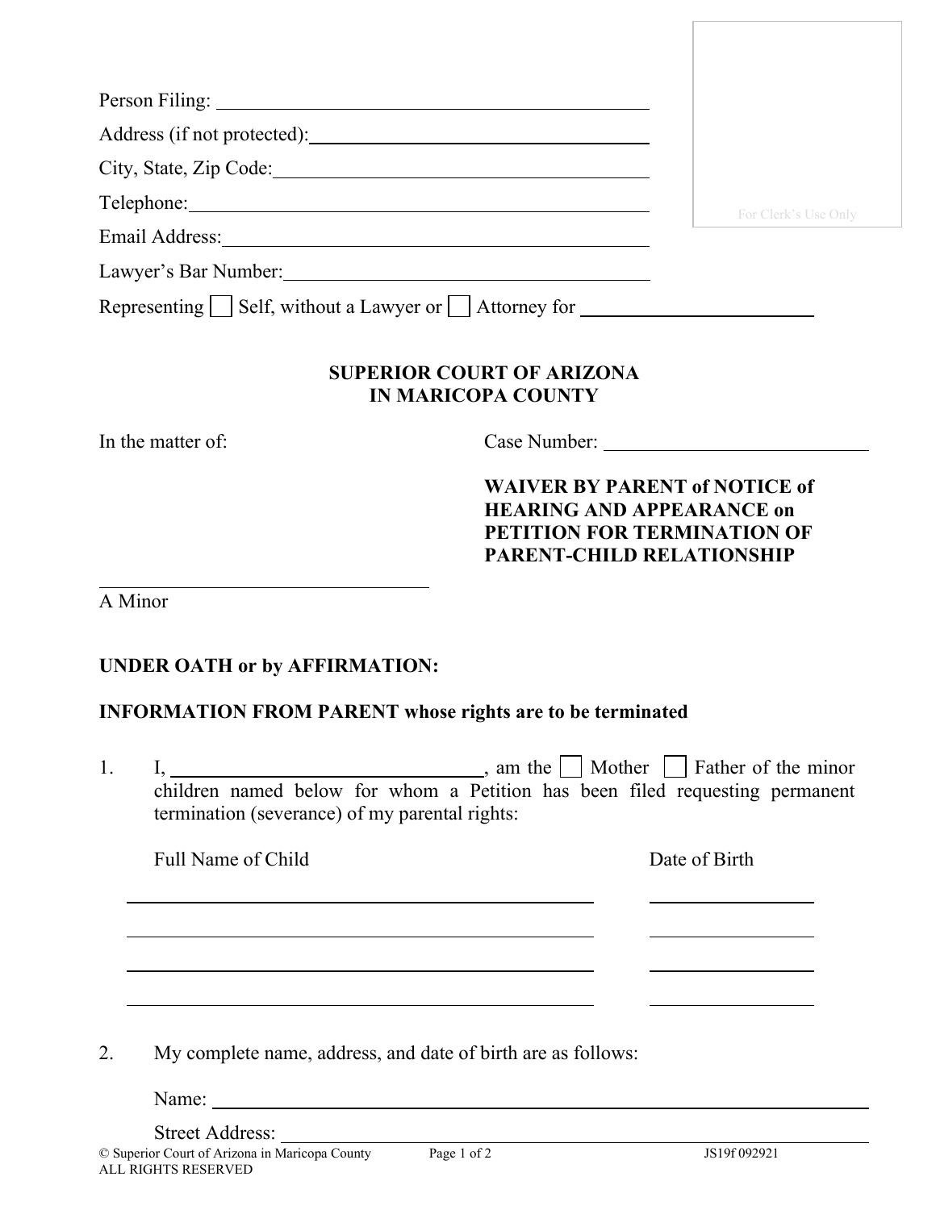Person Filing: ______________________________

Address (if not protected): ______________________________

City, State, Zip Code: ______________________________

Telephone: ______________________________

Email Address: ______________________________

Lawyer's Bar Number: ______________________________

Representing ☐ Self, without a Lawyer or ☐ Attorney for ____________________

For Clerk's Use Only

**SUPERIOR COURT OF ARIZONA
IN MARICOPA COUNTY**

In the matter of:

Case Number: ____________________

**WAIVER BY PARENT of NOTICE of HEARING AND APPEARANCE on PETITION FOR TERMINATION OF PARENT-CHILD RELATIONSHIP**

______________________________
A Minor

**UNDER OATH or by AFFIRMATION:**

**INFORMATION FROM PARENT whose rights are to be terminated**

1. I, ______________________________, am the ☐ Mother ☐ Father of the minor children named below for whom a Petition has been filed requesting permanent termination (severance) of my parental rights:

| Full Name of Child | Date of Birth |
| --- | --- |
| | |
| | |
| | |
| | |

2. My complete name, address, and date of birth are as follows:

   Name: ______________________________

   Street Address: ______________________________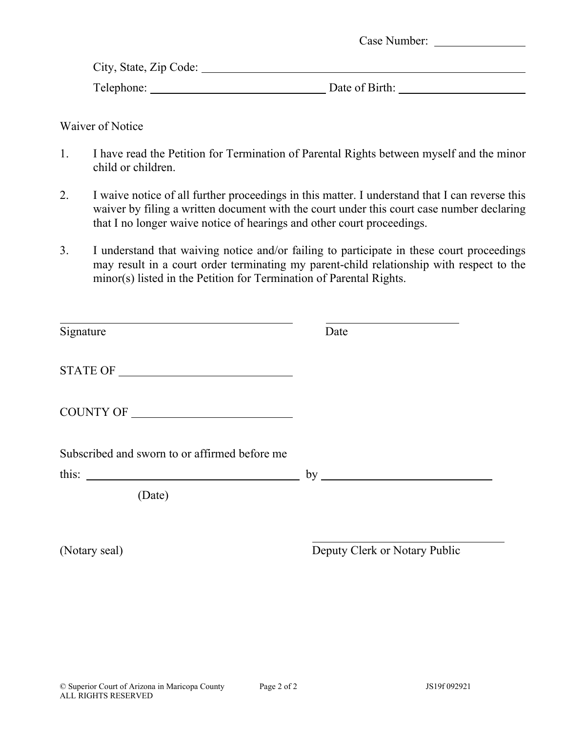Case Number: ______________

City, State, Zip Code: ________________________________________

Telephone: ____________________________ Date of Birth: ______________________

Waiver of Notice

1. I have read the Petition for Termination of Parental Rights between myself and the minor child or children.

2. I waive notice of all further proceedings in this matter. I understand that I can reverse this waiver by filing a written document with the court under this court case number declaring that I no longer waive notice of hearings and other court proceedings.

3. I understand that waiving notice and/or failing to participate in these court proceedings may result in a court order terminating my parent-child relationship with respect to the minor(s) listed in the Petition for Termination of Parental Rights.

________________________________________ ______________________

Signature Date

STATE OF ____________________________

COUNTY OF __________________________

Subscribed and sworn to or affirmed before me

this: ____________________________________ by ______________________________

(Date)

(Notary seal) ____________________________________

Deputy Clerk or Notary Public

© Superior Court of Arizona in Maricopa County
ALL RIGHTS RESERVED

JS19f 092921